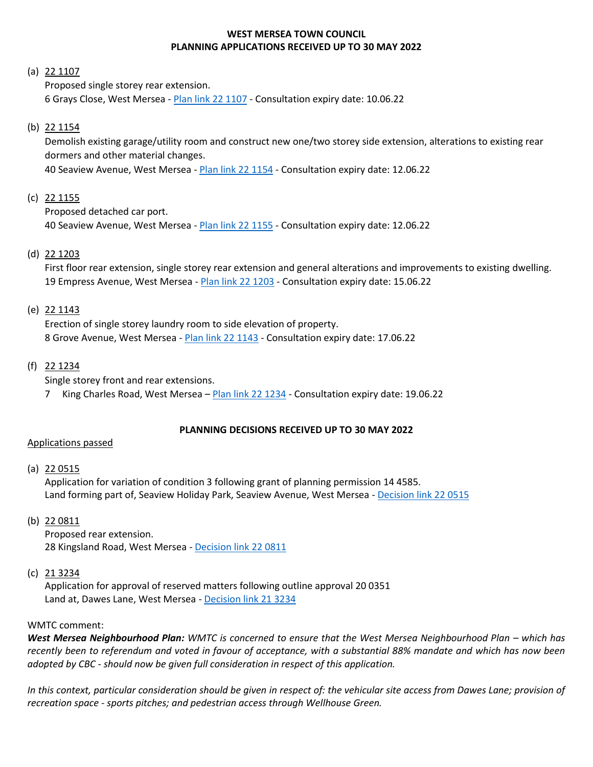# WEST MERSEA TOWN COUNCIL
## PLANNING APPLICATIONS RECEIVED UP TO 30 MAY 2022

(a) 22 1107
Proposed single storey rear extension.
6 Grays Close, West Mersea - Plan link 22 1107 - Consultation expiry date: 10.06.22

(b) 22 1154
Demolish existing garage/utility room and construct new one/two storey side extension, alterations to existing rear dormers and other material changes.
40 Seaview Avenue, West Mersea - Plan link 22 1154 - Consultation expiry date: 12.06.22

(c) 22 1155
Proposed detached car port.
40 Seaview Avenue, West Mersea - Plan link 22 1155 - Consultation expiry date: 12.06.22

(d) 22 1203
First floor rear extension, single storey rear extension and general alterations and improvements to existing dwelling.
19 Empress Avenue, West Mersea - Plan link 22 1203 - Consultation expiry date: 15.06.22

(e) 22 1143
Erection of single storey laundry room to side elevation of property.
8 Grove Avenue, West Mersea - Plan link 22 1143 - Consultation expiry date: 17.06.22

(f) 22 1234
Single storey front and rear extensions.
7 King Charles Road, West Mersea – Plan link 22 1234 - Consultation expiry date: 19.06.22

## PLANNING DECISIONS RECEIVED UP TO 30 MAY 2022

Applications passed

(a) 22 0515
Application for variation of condition 3 following grant of planning permission 14 4585.
Land forming part of, Seaview Holiday Park, Seaview Avenue, West Mersea - Decision link 22 0515

(b) 22 0811
Proposed rear extension.
28 Kingsland Road, West Mersea - Decision link 22 0811

(c) 21 3234
Application for approval of reserved matters following outline approval 20 0351
Land at, Dawes Lane, West Mersea - Decision link 21 3234

WMTC comment:

***West Mersea Neighbourhood Plan:*** *WMTC is concerned to ensure that the West Mersea Neighbourhood Plan – which has recently been to referendum and voted in favour of acceptance, with a substantial 88% mandate and which has now been adopted by CBC - should now be given full consideration in respect of this application.*

*In this context, particular consideration should be given in respect of: the vehicular site access from Dawes Lane; provision of recreation space - sports pitches; and pedestrian access through Wellhouse Green.*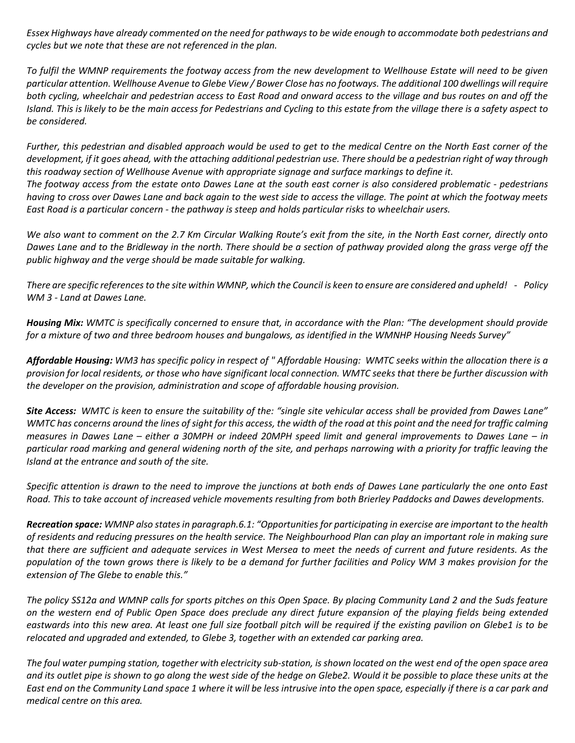*Essex Highways have already commented on the need for pathways to be wide enough to accommodate both pedestrians and cycles but we note that these are not referenced in the plan.*

*To fulfil the WMNP requirements the footway access from the new development to Wellhouse Estate will need to be given particular attention. Wellhouse Avenue to Glebe View / Bower Close has no footways. The additional 100 dwellings will require both cycling, wheelchair and pedestrian access to East Road and onward access to the village and bus routes on and off the Island. This is likely to be the main access for Pedestrians and Cycling to this estate from the village there is a safety aspect to be considered.*

*Further, this pedestrian and disabled approach would be used to get to the medical Centre on the North East corner of the development, if it goes ahead, with the attaching additional pedestrian use. There should be a pedestrian right of way through this roadway section of Wellhouse Avenue with appropriate signage and surface markings to define it.*
*The footway access from the estate onto Dawes Lane at the south east corner is also considered problematic - pedestrians having to cross over Dawes Lane and back again to the west side to access the village. The point at which the footway meets East Road is a particular concern - the pathway is steep and holds particular risks to wheelchair users.*

*We also want to comment on the 2.7 Km Circular Walking Route's exit from the site, in the North East corner, directly onto Dawes Lane and to the Bridleway in the north. There should be a section of pathway provided along the grass verge off the public highway and the verge should be made suitable for walking.*

*There are specific references to the site within WMNP, which the Council is keen to ensure are considered and upheld! - Policy WM 3 - Land at Dawes Lane.*

***Housing Mix:*** *WMTC is specifically concerned to ensure that, in accordance with the Plan: "The development should provide for a mixture of two and three bedroom houses and bungalows, as identified in the WMNHP Housing Needs Survey"*

***Affordable Housing:*** *WM3 has specific policy in respect of " Affordable Housing: WMTC seeks within the allocation there is a provision for local residents, or those who have significant local connection. WMTC seeks that there be further discussion with the developer on the provision, administration and scope of affordable housing provision.*

***Site Access:*** *WMTC is keen to ensure the suitability of the: "single site vehicular access shall be provided from Dawes Lane" WMTC has concerns around the lines of sight for this access, the width of the road at this point and the need for traffic calming measures in Dawes Lane – either a 30MPH or indeed 20MPH speed limit and general improvements to Dawes Lane – in particular road marking and general widening north of the site, and perhaps narrowing with a priority for traffic leaving the Island at the entrance and south of the site.*

*Specific attention is drawn to the need to improve the junctions at both ends of Dawes Lane particularly the one onto East Road. This to take account of increased vehicle movements resulting from both Brierley Paddocks and Dawes developments.*

***Recreation space:*** *WMNP also states in paragraph.6.1: "Opportunities for participating in exercise are important to the health of residents and reducing pressures on the health service. The Neighbourhood Plan can play an important role in making sure that there are sufficient and adequate services in West Mersea to meet the needs of current and future residents. As the population of the town grows there is likely to be a demand for further facilities and Policy WM 3 makes provision for the extension of The Glebe to enable this."*

*The policy SS12a and WMNP calls for sports pitches on this Open Space. By placing Community Land 2 and the Suds feature on the western end of Public Open Space does preclude any direct future expansion of the playing fields being extended eastwards into this new area. At least one full size football pitch will be required if the existing pavilion on Glebe1 is to be relocated and upgraded and extended, to Glebe 3, together with an extended car parking area.*

*The foul water pumping station, together with electricity sub-station, is shown located on the west end of the open space area and its outlet pipe is shown to go along the west side of the hedge on Glebe2. Would it be possible to place these units at the East end on the Community Land space 1 where it will be less intrusive into the open space, especially if there is a car park and medical centre on this area.*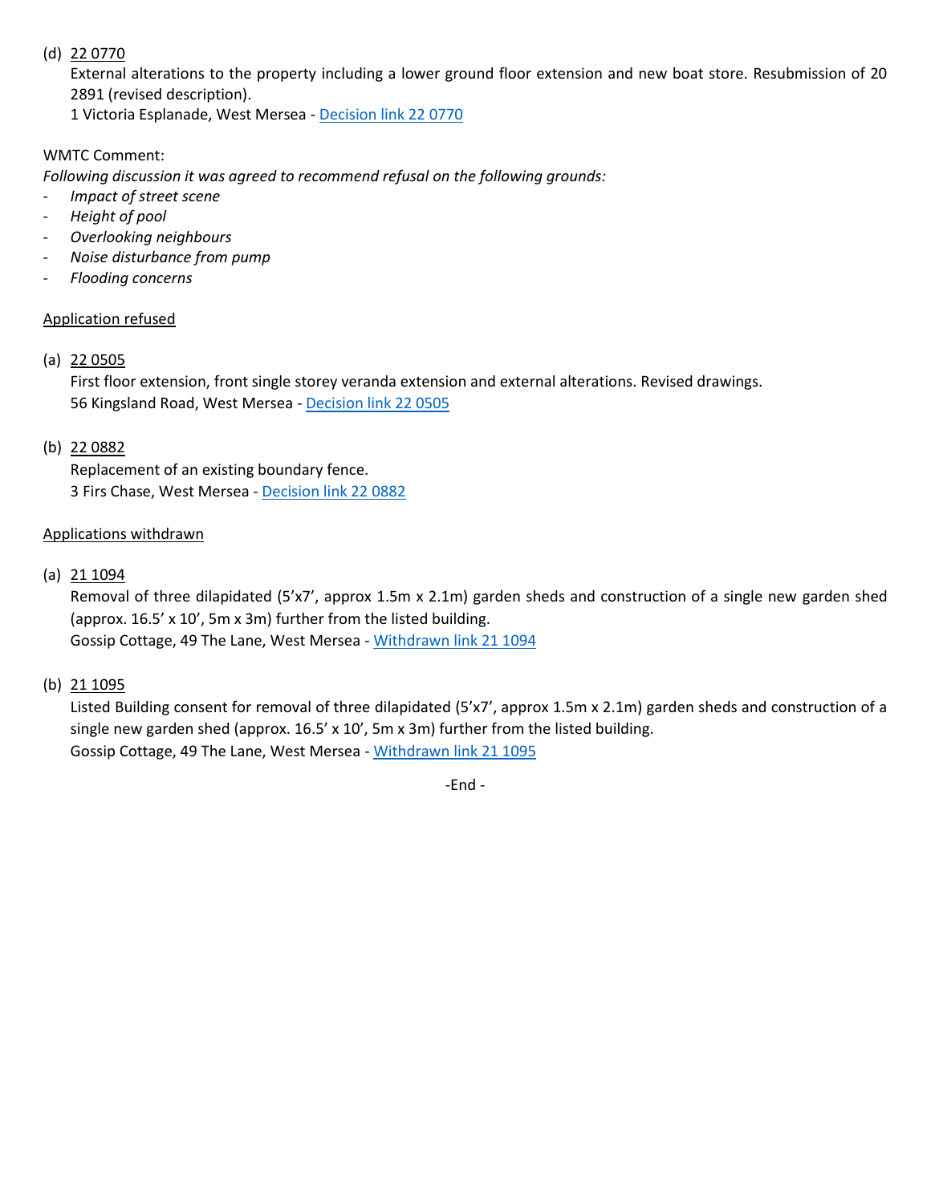(d) 22 0770
External alterations to the property including a lower ground floor extension and new boat store. Resubmission of 20 2891 (revised description).
1 Victoria Esplanade, West Mersea - Decision link 22 0770

WMTC Comment:
*Following discussion it was agreed to recommend refusal on the following grounds:*
- *Impact of street scene*
- *Height of pool*
- *Overlooking neighbours*
- *Noise disturbance from pump*
- *Flooding concerns*

Application refused

(a) 22 0505
First floor extension, front single storey veranda extension and external alterations. Revised drawings.
56 Kingsland Road, West Mersea - Decision link 22 0505

(b) 22 0882
Replacement of an existing boundary fence.
3 Firs Chase, West Mersea - Decision link 22 0882

Applications withdrawn

(a) 21 1094
Removal of three dilapidated (5'x7', approx 1.5m x 2.1m) garden sheds and construction of a single new garden shed (approx. 16.5' x 10', 5m x 3m) further from the listed building.
Gossip Cottage, 49 The Lane, West Mersea - Withdrawn link 21 1094

(b) 21 1095
Listed Building consent for removal of three dilapidated (5'x7', approx 1.5m x 2.1m) garden sheds and construction of a single new garden shed (approx. 16.5' x 10', 5m x 3m) further from the listed building.
Gossip Cottage, 49 The Lane, West Mersea - Withdrawn link 21 1095

-End -